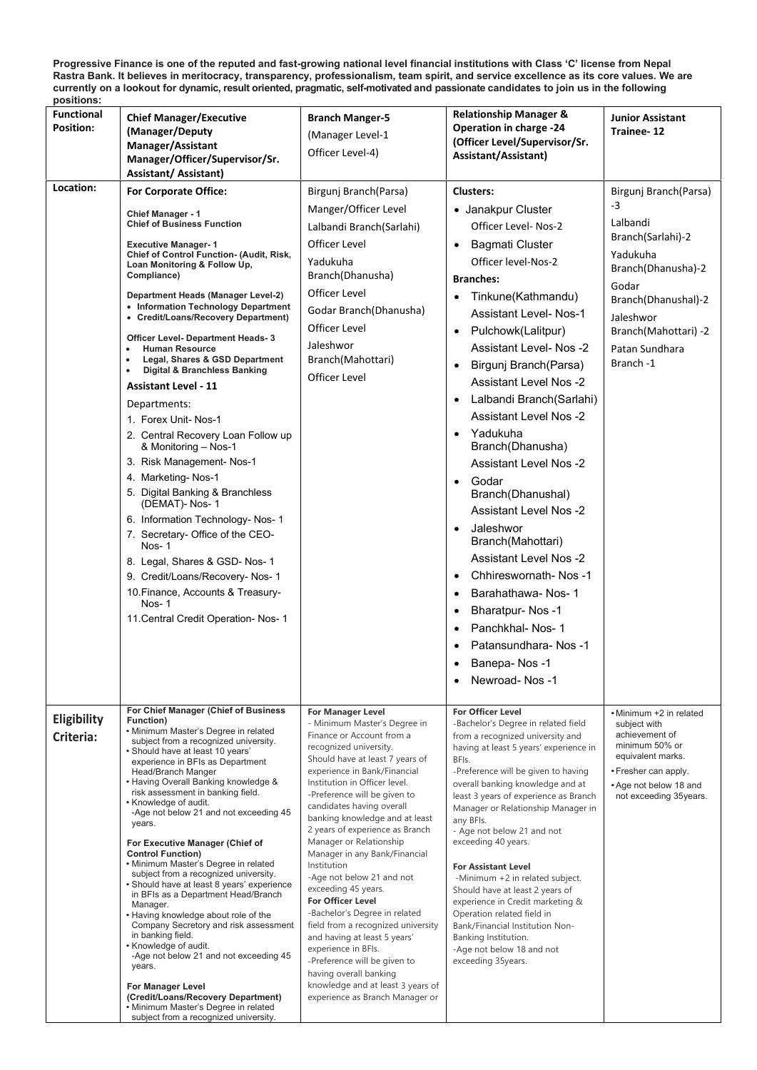**Progressive Finance is one of the reputed and fast-growing national level financial institutions with Class 'C' license from Nepal Rastra Bank. It believes in meritocracy, transparency, professionalism, team spirit, and service excellence as its core values. We are currently on a lookout for dynamic, result oriented, pragmatic, self-motivated and passionate candidates to join us in the following positions:**

| **Functional Position:** | **Chief Manager/Executive (Manager/Deputy Manager/Assistant Manager/Officer/Supervisor/Sr. Assistant/ Assistant)** | **Branch Manger-5** (Manager Level-1 Officer Level-4) | **Relationship Manager & Operation in charge -24 (Officer Level/Supervisor/Sr. Assistant/Assistant)** | **Junior Assistant Trainee- 12** |
|---|---|---|---|---|
| **Location:** | **For Corporate Office:**<br><br>**Chief Manager - 1**<br>**Chief of Business Function**<br><br>**Executive Manager- 1**<br>**Chief of Control Function- (Audit, Risk, Loan Monitoring & Follow Up, Compliance)**<br><br>**Department Heads (Manager Level-2)**<br>• **Information Technology Department**<br>• **Credit/Loans/Recovery Department)**<br><br>**Officer Level- Department Heads- 3**<br>• **Human Resource**<br>• **Legal, Shares & GSD Department**<br>• **Digital & Branchless Banking**<br><br>**Assistant Level - 11**<br><br>Departments:<br>1. Forex Unit- Nos-1<br>2. Central Recovery Loan Follow up & Monitoring – Nos-1<br>3. Risk Management- Nos-1<br>4. Marketing- Nos-1<br>5. Digital Banking & Branchless (DEMAT)- Nos- 1<br>6. Information Technology- Nos- 1<br>7. Secretary- Office of the CEO- Nos- 1<br>8. Legal, Shares & GSD- Nos- 1<br>9. Credit/Loans/Recovery- Nos- 1<br>10. Finance, Accounts & Treasury- Nos- 1<br>11. Central Credit Operation- Nos- 1 | Birgunj Branch(Parsa)<br>Manger/Officer Level<br>Lalbandi Branch(Sarlahi)<br>Officer Level<br>Yadukuha Branch(Dhanusha)<br>Officer Level<br>Godar Branch(Dhanusha)<br>Officer Level<br>Jaleshwor Branch(Mahottari)<br>Officer Level | **Clusters:**<br>• Janakpur Cluster<br>Officer Level- Nos-2<br>• Bagmati Cluster<br>Officer level-Nos-2<br>**Branches:**<br>• Tinkune(Kathmandu)<br>Assistant Level- Nos-1<br>• Pulchowk(Lalitpur)<br>Assistant Level- Nos -2<br>• Birgunj Branch(Parsa)<br>Assistant Level Nos -2<br>• Lalbandi Branch(Sarlahi)<br>Assistant Level Nos -2<br>• Yadukuha Branch(Dhanusha)<br>Assistant Level Nos -2<br>• Godar Branch(Dhanushal)<br>Assistant Level Nos -2<br>• Jaleshwor Branch(Mahottari)<br>Assistant Level Nos -2<br>• Chhireswornath- Nos -1<br>• Barahathawa- Nos- 1<br>• Bharatpur- Nos -1<br>• Panchkhal- Nos- 1<br>• Patansundhara- Nos -1<br>• Banepa- Nos -1<br>• Newroad- Nos -1 | Birgunj Branch(Parsa) -3<br>Lalbandi Branch(Sarlahi)-2<br>Yadukuha Branch(Dhanusha)-2<br>Godar Branch(Dhanushal)-2<br>Jaleshwor Branch(Mahottari) -2<br>Patan Sundhara Branch -1 |
| **Eligibility Criteria:** | **For Chief Manager (Chief of Business Function)**<br>• Minimum Master's Degree in related subject from a recognized university.<br>• Should have at least 10 years' experience in BFIs as Department Head/Branch Manger<br>• Having Overall Banking knowledge & risk assessment in banking field.<br>• Knowledge of audit.<br>-Age not below 21 and not exceeding 45 years.<br><br>**For Executive Manager (Chief of Control Function)**<br>• Minimum Master's Degree in related subject from a recognized university.<br>• Should have at least 8 years' experience in BFIs as a Department Head/Branch Manager.<br>• Having knowledge about role of the Company Secretary and risk assessment in banking field.<br>• Knowledge of audit.<br>-Age not below 21 and not exceeding 45 years.<br><br>**For Manager Level (Credit/Loans/Recovery Department)**<br>• Minimum Master's Degree in related subject from a recognized university. | **For Manager Level**<br>- Minimum Master's Degree in Finance or Account from a recognized university.<br>Should have at least 7 years of experience in Bank/Financial Institution in Officer level.<br>-Preference will be given to candidates having overall banking knowledge and at least 2 years of experience as Branch Manager or Relationship Manager in any Bank/Financial Institution<br>-Age not below 21 and not exceeding 45 years.<br>**For Officer Level**<br>-Bachelor's Degree in related field from a recognized university and having at least 5 years' experience in BFIs.<br>-Preference will be given to having overall banking knowledge and at least 3 years of experience as Branch Manager or | **For Officer Level**<br>-Bachelor's Degree in related field from a recognized university and having at least 5 years' experience in BFIs.<br>-Preference will be given to having overall banking knowledge and at least 3 years of experience as Branch Manager or Relationship Manager in any BFIs.<br>- Age not below 21 and not exceeding 40 years.<br><br>**For Assistant Level**<br>-Minimum +2 in related subject.<br>Should have at least 2 years of experience in Credit marketing & Operation related field in Bank/Financial Institution Non-Banking Institution.<br>-Age not below 18 and not exceeding 35years. | • Minimum +2 in related subject with achievement of minimum 50% or equivalent marks.<br>• Fresher can apply.<br>• Age not below 18 and not exceeding 35years. |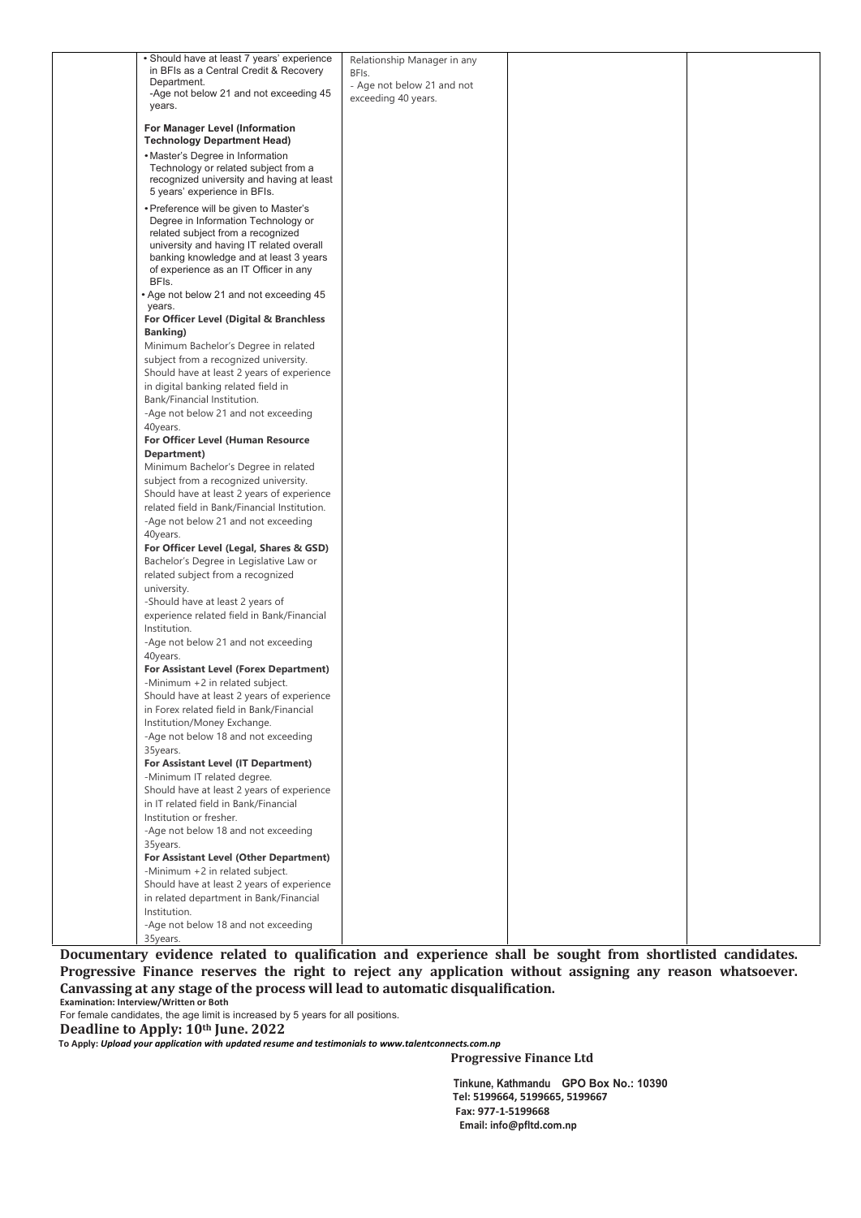| | | | | |
|---|---|---|---|---|
| | • Should have at least 7 years' experience in BFIs as a Central Credit & Recovery Department.<br>-Age not below 21 and not exceeding 45 years.<br><br>**For Manager Level (Information Technology Department Head)**<br>• Master's Degree in Information Technology or related subject from a recognized university and having at least 5 years' experience in BFIs.<br>• Preference will be given to Master's Degree in Information Technology or related subject from a recognized university and having IT related overall banking knowledge and at least 3 years of experience as an IT Officer in any BFIs.<br>• Age not below 21 and not exceeding 45 years.<br>**For Officer Level (Digital & Branchless Banking)**<br>Minimum Bachelor's Degree in related subject from a recognized university.<br>Should have at least 2 years of experience in digital banking related field in Bank/Financial Institution.<br>-Age not below 21 and not exceeding 40years.<br>**For Officer Level (Human Resource Department)**<br>Minimum Bachelor's Degree in related subject from a recognized university.<br>Should have at least 2 years of experience related field in Bank/Financial Institution.<br>-Age not below 21 and not exceeding 40years.<br>**For Officer Level (Legal, Shares & GSD)**<br>Bachelor's Degree in Legislative Law or related subject from a recognized university.<br>-Should have at least 2 years of experience related field in Bank/Financial Institution.<br>-Age not below 21 and not exceeding 40years.<br>**For Assistant Level (Forex Department)**<br>-Minimum +2 in related subject.<br>Should have at least 2 years of experience in Forex related field in Bank/Financial Institution/Money Exchange.<br>-Age not below 18 and not exceeding 35years.<br>**For Assistant Level (IT Department)**<br>-Minimum IT related degree.<br>Should have at least 2 years of experience in IT related field in Bank/Financial Institution or fresher.<br>-Age not below 18 and not exceeding 35years.<br>**For Assistant Level (Other Department)**<br>-Minimum +2 in related subject.<br>Should have at least 2 years of experience in related department in Bank/Financial Institution.<br>-Age not below 18 and not exceeding 35years. | Relationship Manager in any BFIs.<br>- Age not below 21 and not exceeding 40 years. | | |

**Documentary evidence related to qualification and experience shall be sought from shortlisted candidates. Progressive Finance reserves the right to reject any application without assigning any reason whatsoever. Canvassing at any stage of the process will lead to automatic disqualification.**

**Examination: Interview/Written or Both**

For female candidates, the age limit is increased by 5 years for all positions.

**Deadline to Apply: 10th June. 2022**

**To Apply:** ***Upload your application with updated resume and testimonials to www.talentconnects.com.np***

**Progressive Finance Ltd**

**Tinkune, Kathmandu GPO Box No.: 10390**
**Tel: 5199664, 5199665, 5199667**
**Fax: 977-1-5199668**
**Email: info@pfltd.com.np**